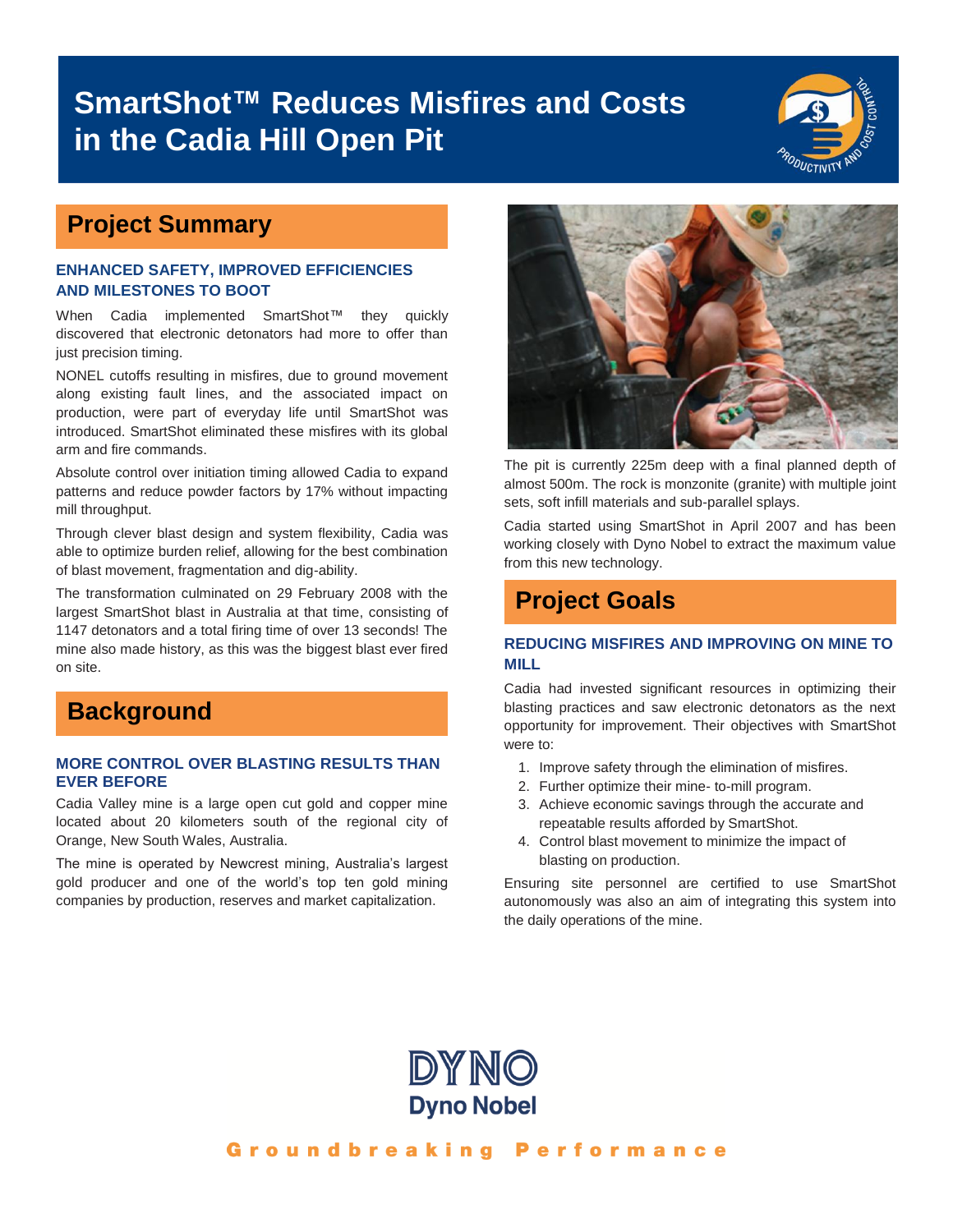# SmartShot™ Reduces Misfires and Costs in the Cadia Hill Open Pit

## Project Summary

### ENHANCED SAFETY, IMPROVED EFFICIENCIES AND MILESTONES TO BOOT

When Cadia implemented SmartShot™ they quickly discovered that electronic detonators had more to offer than just precision timing.

NONEL cutoffs resulting in misfires, due to ground movement along existing fault lines, and the associated impact on production, were part of everyday life until SmartShot was introduced. SmartShot eliminated these misfires with its global arm and fire commands.

Absolute control over initiation timing allowed Cadia to expand patterns and reduce powder factors by 17% without impacting mill throughput.

Through clever blast design and system flexibility, Cadia was able to optimize burden relief, allowing for the best combination of blast movement, fragmentation and dig-ability.

The transformation culminated on 29 February 2008 with the largest SmartShot blast in Australia at that time, consisting of 1147 detonators and a total firing time of over 13 seconds! The mine also made history, as this was the biggest blast ever fired on site.

## Background

### MORE CONTROL OVER BLASTING RESULTS THAN EVER BEFORE

Cadia Valley mine is a large open cut gold and copper mine located about 20 kilometers south of the regional city of Orange, New South Wales, Australia.

The mine is operated by Newcrest mining, Australia's largest gold producer and one of the world's top ten gold mining companies by production, reserves and market capitalization.

The pit is currently 225m deep with a final planned depth of almost 500m. The rock is monzonite (granite) with multiple joint sets, soft infill materials and sub-parallel splays.

Cadia started using SmartShot in April 2007 and has been working closely with Dyno Nobel to extract the maximum value from this new technology.

## Project Goals

### REDUCING MISFIRES AND IMPROVING ON MINE TO MILL

Cadia had invested significant resources in optimizing their blasting practices and saw electronic detonators as the next opportunity for improvement. Their objectives with SmartShot were to:

1. Improve safety through the elimination of misfires.
2. Further optimize their mine- to-mill program.
3. Achieve economic savings through the accurate and repeatable results afforded by SmartShot.
4. Control blast movement to minimize the impact of blasting on production.

Ensuring site personnel are certified to use SmartShot autonomously was also an aim of integrating this system into the daily operations of the mine.

DYNO Dyno Nobel

Groundbreaking Performance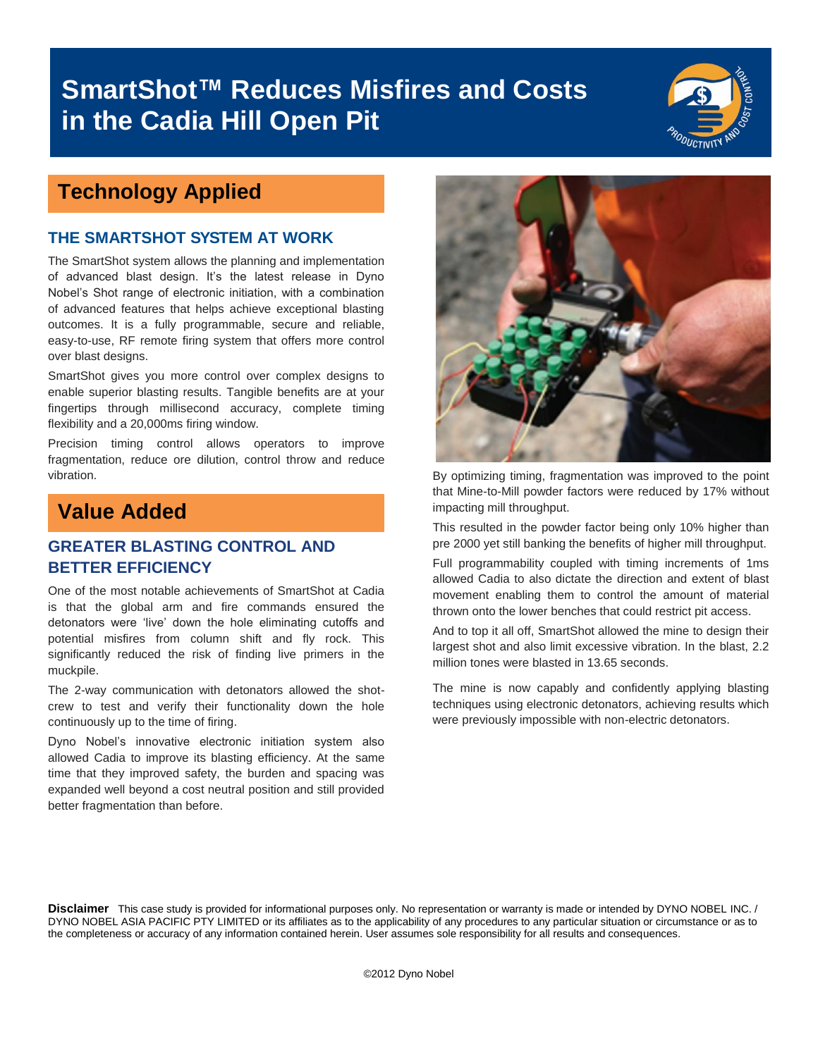# SmartShot™ Reduces Misfires and Costs in the Cadia Hill Open Pit

## Technology Applied

### THE SMARTSHOT SYSTEM AT WORK

The SmartShot system allows the planning and implementation of advanced blast design. It's the latest release in Dyno Nobel's Shot range of electronic initiation, with a combination of advanced features that helps achieve exceptional blasting outcomes. It is a fully programmable, secure and reliable, easy-to-use, RF remote firing system that offers more control over blast designs.

SmartShot gives you more control over complex designs to enable superior blasting results. Tangible benefits are at your fingertips through millisecond accuracy, complete timing flexibility and a 20,000ms firing window.

Precision timing control allows operators to improve fragmentation, reduce ore dilution, control throw and reduce vibration.

## Value Added

### GREATER BLASTING CONTROL AND BETTER EFFICIENCY

One of the most notable achievements of SmartShot at Cadia is that the global arm and fire commands ensured the detonators were 'live' down the hole eliminating cutoffs and potential misfires from column shift and fly rock. This significantly reduced the risk of finding live primers in the muckpile.

The 2-way communication with detonators allowed the shot-crew to test and verify their functionality down the hole continuously up to the time of firing.

Dyno Nobel's innovative electronic initiation system also allowed Cadia to improve its blasting efficiency. At the same time that they improved safety, the burden and spacing was expanded well beyond a cost neutral position and still provided better fragmentation than before.

By optimizing timing, fragmentation was improved to the point that Mine-to-Mill powder factors were reduced by 17% without impacting mill throughput.

This resulted in the powder factor being only 10% higher than pre 2000 yet still banking the benefits of higher mill throughput.

Full programmability coupled with timing increments of 1ms allowed Cadia to also dictate the direction and extent of blast movement enabling them to control the amount of material thrown onto the lower benches that could restrict pit access.

And to top it all off, SmartShot allowed the mine to design their largest shot and also limit excessive vibration. In the blast, 2.2 million tones were blasted in 13.65 seconds.

The mine is now capably and confidently applying blasting techniques using electronic detonators, achieving results which were previously impossible with non-electric detonators.

**Disclaimer** This case study is provided for informational purposes only. No representation or warranty is made or intended by DYNO NOBEL INC. / DYNO NOBEL ASIA PACIFIC PTY LIMITED or its affiliates as to the applicability of any procedures to any particular situation or circumstance or as to the completeness or accuracy of any information contained herein. User assumes sole responsibility for all results and consequences.

©2012 Dyno Nobel